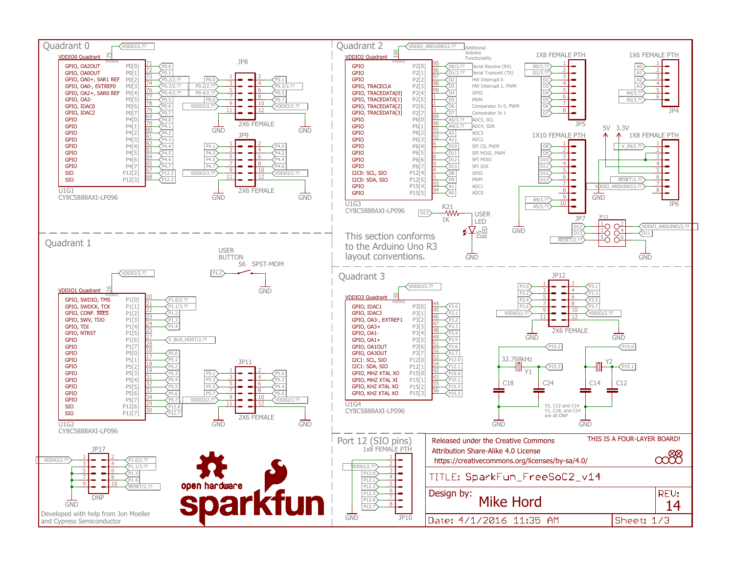# SparkFun_FreeSoC2_v14

## Quadrant 0

VDDIO/2.?? — VDDIO0 Quadrant (pin 75)

U1G1 — CY8C5888AXI-LP096

| Function | Port | Pin | Net |
|---|---|---|---|
| GPIO, OA2OUT | P0[0] | 71 | P0.0 |
| GPIO, OA0OUT | P0[1] | 72 | P0.1 |
| GPIO, OA0+, SAR1 REF | P0[2] | 73 | P0.2/2.?? |
| GPIO, OA0-, EXTREF0 | P0[3] | 74 | P0.3/2.?? |
| GPIO, OA2+, SAR0 REF | P0[4] | 76 | P0.4/2.?? |
| GPIO, OA2- | P0[5] | 77 | P0.5 |
| GPIO, IDAC0 | P0[6] | 78 | P0.6 |
| GPIO, IDAC2 | P0[7] | 79 | P0.7 |
| GPIO | P4[0] | 69 | P4.0 |
| GPIO | P4[1] | 70 | P4.1 |
| GPIO | P4[2] | 80 | P4.2 |
| GPIO | P4[3] | 81 | P4.3 |
| GPIO | P4[4] | 82 | P4.4 |
| GPIO | P4[5] | 83 | P4.5 |
| GPIO | P4[6] | 84 | P4.6 |
| GPIO | P4[7] | 85 | P4.7 |
| SIO | P12[2] | 67 | P12.2 |
| SIO | P12[3] | 68 | P12.3 |

JP8 — 2X6 FEMALE: 1 P0.0, 2 P0.1, 3 P0.2/2.??, 4 P0.3/2.??, 5 P0.4/2.??, 6 P0.5, 7 P0.6, 8 P0.7, 9 VDDIO/2.??, 10 VDDIO/2.??, 11 GND, 12 GND

JP9 — 2X6 FEMALE: 1 P4.1, 2 P4.0, 3 P4.3, 4 P4.2, 5 P4.5, 6 P4.4, 7 P4.7, 8 P4.6, 9 VDDIO/2.??, 10 VDDIO/2.??, 11 GND, 12 GND

## Quadrant 1

VDDIO/2.?? — VDDIO1 Quadrant (pin 26)

U1G2 — CY8C5888AXI-LP096

| Function | Port | Pin | Net |
|---|---|---|---|
| GPIO, SWDIO, TMS | P1[0] | 20 | P1.0/3.?? |
| GPIO, SWDCK, TCK | P1[1] | 21 | P1.1/3.?? |
| GPIO, CONF. XRES | P1[2] | 22 | P1.2 |
| GPIO, SWV, TDO | P1[3] | 23 | P1.3 |
| GPIO, TDI | P1[4] | 24 | P1.4 |
| GPIO, NTRST | P1[5] | 25 | |
| GPIO | P1[6] | 27 | V_BUS_HOST/2.?? |
| GPIO | P1[7] | 28 | |
| GPIO | P5[0] | 16 | P5.0 |
| GPIO | P5[1] | 17 | P5.1 |
| GPIO | P5[2] | 18 | P5.2 |
| GPIO | P5[3] | 19 | P5.3 |
| GPIO | P5[4] | 31 | P5.4 |
| GPIO | P5[5] | 32 | P5.5 |
| GPIO | P5[6] | 33 | P5.6 |
| GPIO | P5[7] | 34 | P5.7 |
| SIO | P12[6] | 29 | P12.6 |
| SIO | P12[7] | 30 | P12.7 |

USER BUTTON — S6 SPST-MOM: P1.2 to GND

JP11 — 2X6 FEMALE: 1 P5.1, 2 P5.0, 3 P5.3, 4 P5.2, 5 P5.5, 6 P5.4, 7 P5.7, 8 P5.6, 9 VDDIO/2.??, 10 VDDIO/2.??, 11 GND, 12 GND

JP17 (DNP): 1 VDDIO/2.??, 2 P1.0/3.??, 4 P1.1/3.??, 6 P1.3, 8 P1.4, 10 RESET/2.??, 3/5/7/9 GND

Developed with help from Jon Moeller and Cypress Semiconductor

## Quadrant 2

VDDIO_ARDUINO/2.?? — VDDIO2 Quadrant (pin 100)

U1G3 — CY8C5888AXI-LP096

| Function | Port | Pin | Net | Additional Arduino Functionality |
|---|---|---|---|---|
| GPIO | P2[0] | 95 | D0/3.?? | Serial Receive (RX) |
| GPIO | P2[1] | 96 | D1/3.?? | Serial Transmit (TX) |
| GPIO | P2[2] | 97 | D2 | HW Interrupt 0 |
| GPIO, TRACECLK | P2[3] | 98 | D3 | HW Interrupt 1, PWM |
| GPIO, TRACEDATA[0] | P2[4] | 99 | D4 | GPIO |
| GPIO, TRACEDATA[1] | P2[5] | 1 | D5 | PWM |
| GPIO, TRACEDATA[2] | P2[6] | 2 | D6 | Comparator In 0, PWM |
| GPIO, TRACEDATA[3] | P2[7] | 3 | D7 | Comparator In 1 |
| GPIO | P6[0] | 89 | A5/3.?? | ADC5, SCL |
| GPIO | P6[1] | 90 | A4/3.?? | ADC4, SDA |
| GPIO | P6[2] | 91 | A3 | ADC3 |
| GPIO | P6[3] | 92 | A2 | ADC2 |
| GPIO | P6[4] | 6 | D10 | SPI CS, PWM |
| GPIO | P6[5] | 7 | D11 | SPI MOSI, PWM |
| GPIO | P6[6] | 8 | D12 | SPI MISO |
| GPIO | P6[7] | 9 | D13 | SPI SCK |
| I2C0: SCL, SIO | P12[4] | 4 | D8 | GPIO |
| I2C0: SDA, SIO | P12[5] | 5 | D9 | PWM |
| GPIO | P15[4] | 93 | A1 | ADC1 |
| GPIO | P15[5] | 94 | A0 | ADC0 |

D13 — R21 1K — USER LED D5 RED — GND

This section conforms to the Arduino Uno R3 layout conventions.

JP5 — 1X8 FEMALE PTH: 1 D0/3.??, 2 D1/3.??, 3 D2, 4 D3, 5 D4, 6 D5, 7 D6, 8 D7

JP4 — 1X6 FEMALE PTH: 1 A0, 2 A1, 3 A2, 4 A3, 5 A4/3.??, 6 A5/3.??

JP7 — 1X10 FEMALE PTH: 1 D8, 2 D9, 3 D10, 4 D11, 5 D12, 6 D13, 7 GND, 8 VDDIO_ARDUINO/2.??, 9 A4/3.??, 10 A5/3.??

JP6 — 1X8 FEMALE PTH: 1 —, 2 V_IN/2.??, 3 5V, 4 3.3V, 5 GND, 6 RESET/2.??, 7 VDDIO_ARDUINO/2.??, 8 —

JP13: 1 D12, 2 VDDIO_ARDUINO/2.??, 3 D13, 4 D11, 5 RESET/2.??, 6 GND

## Quadrant 3

VDDIO/2.?? — VDDIO3 Quadrant (pin 50)

U1G4 — CY8C5888AXI-LP096

| Function | Port | Pin | Net |
|---|---|---|---|
| GPIO, IDAC1 | P3[0] | 44 | P3.0 |
| GPIO, IDAC3 | P3[1] | 45 | P3.1 |
| GPIO, OA3-, EXTREF1 | P3[2] | 46 | P3.2 |
| GPIO, OA3+ | P3[3] | 47 | P3.3 |
| GPIO, OA1- | P3[4] | 48 | P3.4 |
| GPIO, OA1+ | P3[5] | 49 | P3.5 |
| GPIO, OA1OUT | P3[6] | 51 | P3.6 |
| GPIO, OA3OUT | P3[7] | 52 | P3.7 |
| I2C1: SCL, SIO | P12[0] | 53 | P12.0 |
| I2C1: SDA, SIO | P12[1] | 54 | P12.1 |
| GPIO, MHZ XTAL XO | P15[0] | 42 | P15.0 |
| GPIO, MHZ XTAL XI | P15[1] | 43 | P15.1 |
| GPIO, KHZ XTAL XO | P15[2] | 55 | P15.2 |
| GPIO, KHZ XTAL XI | P15[3] | 56 | P15.3 |

JP12 — 2X6 FEMALE: 1 P3.0, 2 P3.1, 3 P3.2, 4 P3.3, 5 P3.4, 6 P3.5, 7 P3.6, 8 P3.7, 9 VDDIO/2.??, 10 VDDIO/2.??, 11 GND, 12 GND

Y1 32.768kHz (P15.2, P15.3) with C18, C24; Y2 (P15.0, P15.1) with C14, C12

Y2, C12 and C14 Y1, C18, and C24 are all DNP

## Port 12 (SIO pins)

JP10 — 1x8 FEMALE PTH: 1 GND, 2 VDDIO/2.??, 3 P12.0, 4 P12.1, 5 P12.2, 6 P12.3, 7 P12.6, 8 P12.7

Released under the Creative Commons Attribution Share-Alike 4.0 License
https://creativecommons.org/licenses/by-sa/4.0/

THIS IS A FOUR-LAYER BOARD!

TITLE: SparkFun_FreeSoC2_v14

Design by: Mike Hord

REV: 14

Date: 4/1/2016 11:35 AM

Sheet: 1/3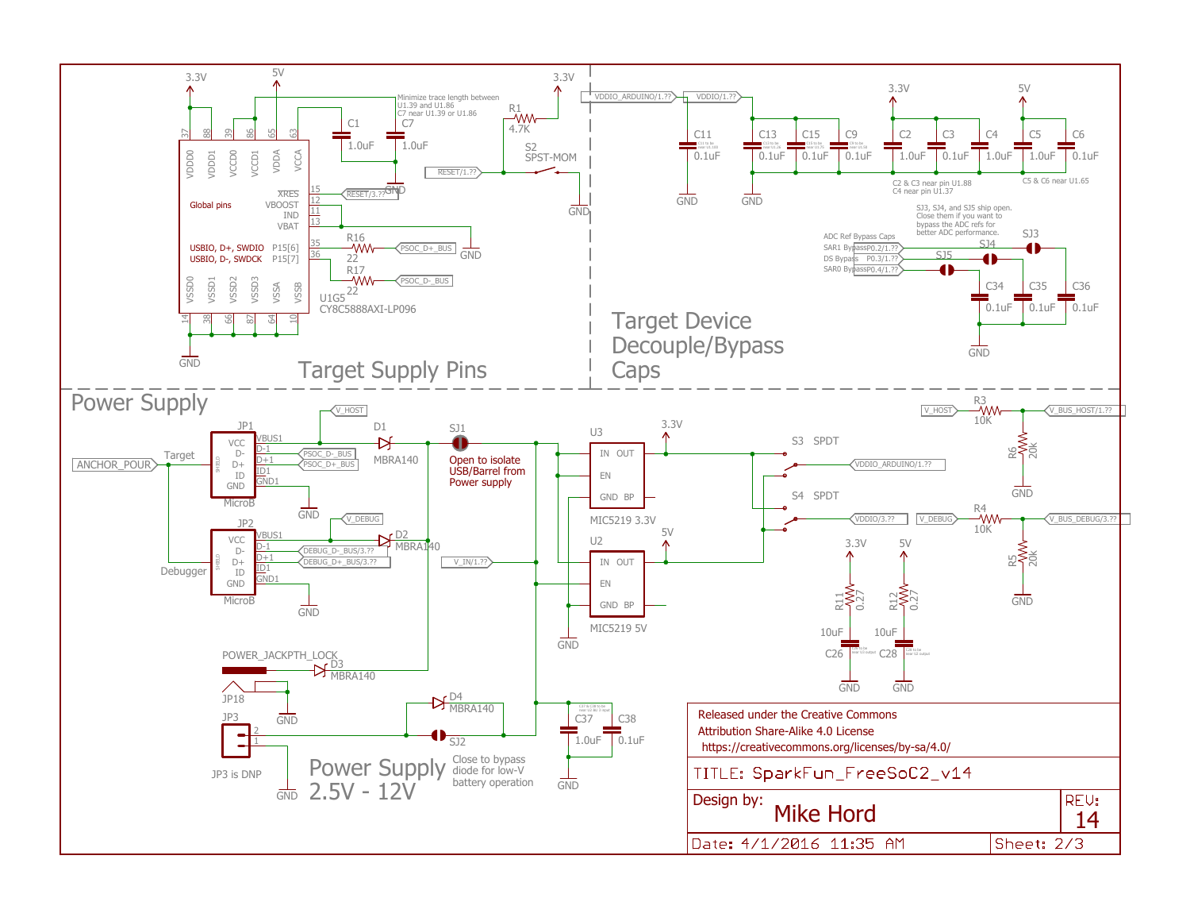## Target Supply Pins

3.3V
5V
3.3V

37 88 39 86 65 63

VDDD0 VDDD1 VCCD0 VCCD1 VDDA VCCA

Global pins

XRES 15
VBOOST 12
IND 11
VBAT 13

USBIO, D+, SWDIO P15[6] 35
USBIO, D-, SWDCK P15[7] 36

VSSD0 VSSD1 VSSD2 VSSD3 VSSA VSSB

14 38 66 87 64 10

U1G5
CY8C5888AXI-LP096

GND

C1 1.0uF
C7 1.0uF

Minimize trace length between U1.39 and U1.86
C7 near U1.39 or U1.86

GND

RESET/3.??

R16 22 PSOC_D+_BUS
R17 22 PSOC_D-_BUS

R1 4.7K
S2 SPST-MOM
RESET/1.??

GND

## Target Device Decouple/Bypass Caps

VDDIO_ARDUINO/1.?? VDDIO/1.??

C11 0.1uF
C13 0.1uF
C15 0.1uF
C9 0.1uF
C2 1.0uF
C3 0.1uF
C4 1.0uF
C5 1.0uF
C6 0.1uF

GND GND

C2 & C3 near pin U1.88
C4 near pin U1.37
C5 & C6 near U1.65

SJ3, SJ4, and SJ5 ship open. Close them if you want to bypass the ADC refs for better ADC performance.

ADC Ref Bypass Caps
SAR1 Bypass P0.2/1.??
DS Bypass P0.3/1.??
SAR0 Bypass P0.4/1.??

SJ4 SJ3 SJ5

C34 0.1uF
C35 0.1uF
C36 0.1uF

GND

## Power Supply

V_HOST

JP1
VCC D- D+ ID GND
VBUS1 D-1 D+1 ID1 GND1
MicroB
PSOC_D-_BUS
PSOC_D+_BUS

ANCHOR_POUR
Target
Debugger

D1 MBRA140
SJ1
Open to isolate USB/Barrel from Power supply

JP2
VCC D- D+ ID GND
VBUS1 D-1 D+1 ID1 GND1
MicroB
V_DEBUG
D2 MBRA140
DEBUG_D-_BUS/3.??
DEBUG_D+_BUS/3.??

GND GND

POWER_JACKPTH_LOCK
D3 MBRA140
JP18
GND

JP3
2 1
JP3 is DNP
GND

D4 MBRA140
SJ2
Close to bypass diode for low-V battery operation

Power Supply 2.5V - 12V

V_IN/1.??

U3
IN OUT
EN
GND BP
MIC5219 3.3V
3.3V

U2
IN OUT
EN
GND BP
MIC5219 5V
5V

GND

C37 1.0uF
C38 0.1uF
GND

S3 SPDT
VDDIO_ARDUINO/1.??
S4 SPDT
VDDIO/3.??

3.3V 5V
R11 0.27
R12 0.27
10uF C26
10uF C28
GND GND

V_HOST
R3 10K
V_BUS_HOST/1.??
R6 20k
GND

V_DEBUG
R4 10K
V_BUS_DEBUG/3.??
R5 20k
GND

Released under the Creative Commons Attribution Share-Alike 4.0 License
https://creativecommons.org/licenses/by-sa/4.0/

TITLE: SparkFun_FreeSoC2_v14

Design by: Mike Hord

REV: 14

Date: 4/1/2016 11:35 AM

Sheet: 2/3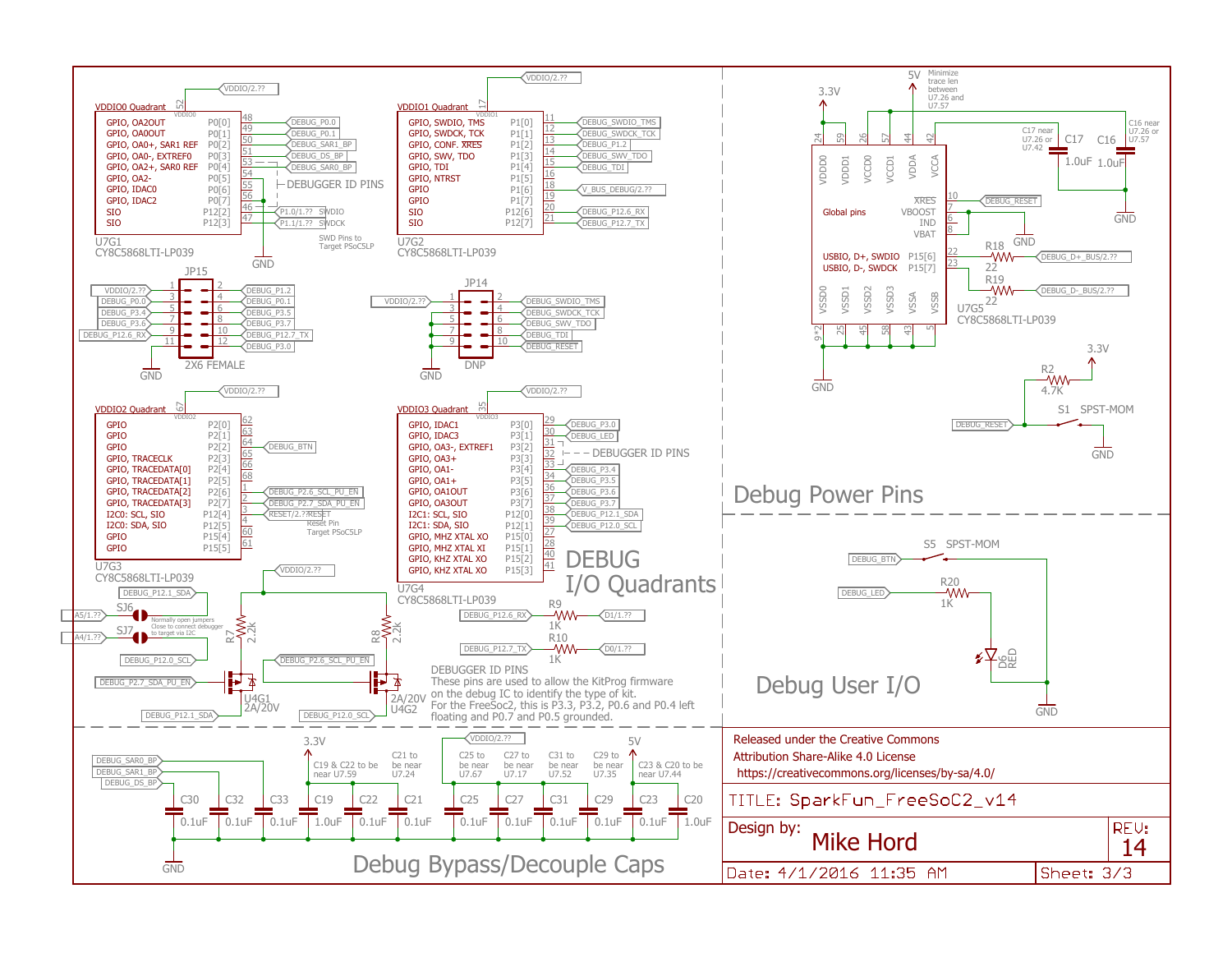# DEBUG I/O Quadrants

**VDDIO0 Quadrant** (VDDIO/2.??, pin 52, VDDIO0)

| Function | Port | Pin | Net |
|---|---|---|---|
| GPIO, OA2OUT | P0[0] | 48 | DEBUG_P0.0 |
| GPIO, OA0OUT | P0[1] | 49 | DEBUG_P0.1 |
| GPIO, OA0+, SAR1 REF | P0[2] | 50 | DEBUG_SAR1_BP |
| GPIO, OA0-, EXTREF0 | P0[3] | 51 | DEBUG_DS_BP |
| GPIO, OA2+, SAR0 REF | P0[4] | 53 | DEBUG_SAR0_BP |
| GPIO, OA2- | P0[5] | 54 | |
| GPIO, IDAC0 | P0[6] | 55 | |
| GPIO, IDAC2 | P0[7] | 56 | GND |
| SIO | P12[2] | 46 | P1.0/1.?? SWDIO |
| SIO | P12[3] | 47 | P1.1/1.?? SWDCK |

U7G1 CY8C5868LTI-LP039

DEBUGGER ID PINS

SWD Pins to Target PSoC5LP

**VDDIO1 Quadrant** (VDDIO/2.??, pin 17, VDDIO1)

| Function | Port | Pin | Net |
|---|---|---|---|
| GPIO, SWDIO, TMS | P1[0] | 11 | DEBUG_SWDIO_TMS |
| GPIO, SWDCK, TCK | P1[1] | 12 | DEBUG_SWDCK_TCK |
| GPIO, CONF. XRES | P1[2] | 13 | DEBUG_P1.2 |
| GPIO, SWV, TDO | P1[3] | 14 | DEBUG_SWV_TDO |
| GPIO, TDI | P1[4] | 15 | DEBUG_TDI |
| GPIO, NTRST | P1[5] | 16 | |
| GPIO | P1[6] | 18 | V_BUS_DEBUG/2.?? |
| GPIO | P1[7] | 19 | |
| SIO | P12[6] | 20 | DEBUG_P12.6_RX |
| SIO | P12[7] | 21 | DEBUG_P12.7_TX |

U7G2 CY8C5868LTI-LP039

**JP15** (2X6 FEMALE)

| Net | Pin | Pin | Net |
|---|---|---|---|
| VDDIO/2.?? | 1 | 2 | DEBUG_P1.2 |
| DEBUG_P0.0 | 3 | 4 | DEBUG_P0.1 |
| DEBUG_P3.4 | 5 | 6 | DEBUG_P3.5 |
| DEBUG_P3.6 | 7 | 8 | DEBUG_P3.7 |
| DEBUG_P12.6_RX | 9 | 10 | DEBUG_P12.7_TX |
| GND | 11 | 12 | DEBUG_P3.0 |

**JP14** (DNP)

| Net | Pin | Pin | Net |
|---|---|---|---|
| VDDIO/2.?? | 1 | 2 | DEBUG_SWDIO_TMS |
| GND | 3 | 4 | DEBUG_SWDCK_TCK |
| GND | 5 | 6 | DEBUG_SWV_TDO |
| GND | 7 | 8 | DEBUG_TDI |
| GND | 9 | 10 | DEBUG_RESET |

**VDDIO2 Quadrant** (VDDIO/2.??, pin 67, VDDIO2)

| Function | Port | Pin | Net |
|---|---|---|---|
| GPIO | P2[0] | 62 | |
| GPIO | P2[1] | 63 | |
| GPIO | P2[2] | 64 | DEBUG_BTN |
| GPIO, TRACECLK | P2[3] | 65 | |
| GPIO, TRACEDATA[0] | P2[4] | 66 | |
| GPIO, TRACEDATA[1] | P2[5] | 68 | |
| GPIO, TRACEDATA[2] | P2[6] | 1 | DEBUG_P2.6_SCL_PU_EN |
| GPIO, TRACEDATA[3] | P2[7] | 2 | DEBUG_P2.7_SDA_PU_EN |
| I2C0: SCL, SIO | P12[4] | 3 | RESET/2.?? RESET |
| I2C0: SDA, SIO | P12[5] | 4 | |
| GPIO | P15[4] | 60 | |
| GPIO | P15[5] | 61 | |

U7G3 CY8C5868LTI-LP039

Reset Pin Target PSoC5LP

**VDDIO3 Quadrant** (VDDIO/2.??, pin 35, VDDIO3)

| Function | Port | Pin | Net |
|---|---|---|---|
| GPIO, IDAC1 | P3[0] | 29 | DEBUG_P3.0 |
| GPIO, IDAC3 | P3[1] | 30 | DEBUG_LED |
| GPIO, OA3-, EXTREF1 | P3[2] | 31 | |
| GPIO, OA3+ | P3[3] | 32 | |
| GPIO, OA1- | P3[4] | 33 | DEBUG_P3.4 |
| GPIO, OA1+ | P3[5] | 34 | DEBUG_P3.5 |
| GPIO, OA1OUT | P3[6] | 36 | DEBUG_P3.6 |
| GPIO, OA3OUT | P3[7] | 37 | DEBUG_P3.7 |
| I2C1: SCL, SIO | P12[0] | 38 | DEBUG_P12.1_SDA |
| I2C1: SDA, SIO | P12[1] | 39 | DEBUG_P12.0_SCL |
| GPIO, MHZ XTAL XO | P15[0] | 27 | |
| GPIO, MHZ XTAL XI | P15[1] | 28 | |
| GPIO, KHZ XTAL XO | P15[2] | 40 | |
| GPIO, KHZ XTAL XO | P15[3] | 41 | |

U7G4 CY8C5868LTI-LP039

DEBUGGER ID PINS

VDDIO/2.?? — R7 2.2k, R8 2.2k

DEBUG_P12.1_SDA — SJ6 — A5/1.??

DEBUG_P12.0_SCL — SJ7 — A4/1.??

Normally open jumpers. Close to connect debugger to target via I2C

DEBUG_P2.7_SDA_PU_EN — U4G1 2A/20V — DEBUG_P12.1_SDA

DEBUG_P2.6_SCL_PU_EN — U4G2 2A/20V — DEBUG_P12.0_SCL

DEBUG_P12.6_RX — R9 1K — D1/1.??

DEBUG_P12.7_TX — R10 1K — D0/1.??

DEBUGGER ID PINS
These pins are used to allow the KitProg firmware on the debug IC to identify the type of kit. For the FreeSoc2, this is P3.3, P3.2, P0.6 and P0.4 left floating and P0.7 and P0.5 grounded.

# Debug Power Pins

3.3V — VDDD0 (24), VDDD1 (59), VCCD0 (26), VCCD1 (57)

5V — VDDA (44), VCCA (42)

Minimize trace len between U7.26 and U7.57

C17 1.0uF — C17 near U7.26 or U7.42

C16 1.0uF — C16 near U7.26 or U7.57

Global pins: XRES (10) — DEBUG_RESET; VBOOST (7); IND (6); VBAT (8) — GND

USBIO, D+, SWDIO P15[6] (22) — R18 22 — DEBUG_D+_BUS/2.??

USBIO, D-, SWDCK P15[7] (23) — R19 22 — DEBUG_D-_BUS/2.??

VSSD0 (9*2), VSSD1 (25), VSSD2 (45), VSSD3 (58), VSSA (43), VSSB (5) — GND

U7G5 CY8C5868LTI-LP039

DEBUG_RESET — R2 4.7K — 3.3V; S1 SPST-MOM — GND

# Debug User I/O

DEBUG_BTN — S5 SPST-MOM — GND

DEBUG_LED — R20 1K — D6 RED — GND

# Debug Bypass/Decouple Caps

DEBUG_SAR0_BP — C30 0.1uF; DEBUG_SAR1_BP — C32 0.1uF; DEBUG_DS_BP — C33 0.1uF; GND

3.3V — C19 1.0uF, C22 0.1uF, C21 0.1uF

C19 & C22 to be near U7.59; C21 to be near U7.24

VDDIO/2.?? — C25 0.1uF, C27 0.1uF, C31 0.1uF, C29 0.1uF

C25 to be near U7.67; C27 to be near U7.17; C31 to be near U7.52; C29 to be near U7.35

5V — C23 0.1uF, C20 1.0uF

C23 & C20 to be near U7.44

Released under the Creative Commons Attribution Share-Alike 4.0 License
https://creativecommons.org/licenses/by-sa/4.0/

TITLE: SparkFun_FreeSoC2_v14

Design by: Mike Hord

REV: 14

Date: 4/1/2016 11:35 AM

Sheet: 3/3